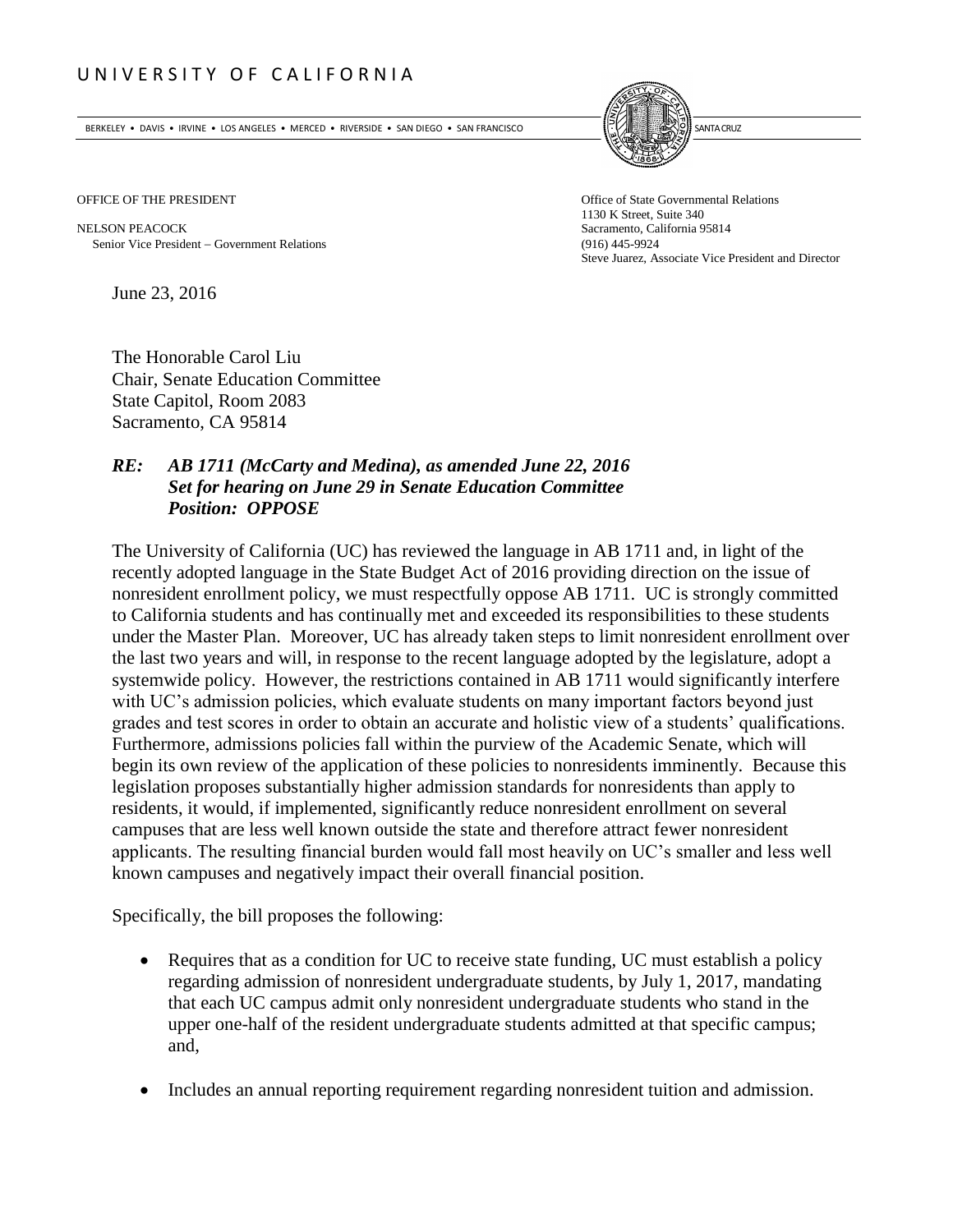UNIVERSITY OF CALIFORNIA

BERKELEY • DAVIS • IRVINE • LOS ANGELES • MERCED • RIVERSIDE • SAN DIEGO • SAN FRANCISCO SANTA CRUZ

OFFICE OF THE PRESIDENT

NELSON PEACOCK
Senior Vice President – Government Relations

Office of State Governmental Relations
1130 K Street, Suite 340
Sacramento, California 95814
(916) 445-9924
Steve Juarez, Associate Vice President and Director

June 23, 2016

The Honorable Carol Liu
Chair, Senate Education Committee
State Capitol, Room 2083
Sacramento, CA 95814

***RE: AB 1711 (McCarty and Medina), as amended June 22, 2016***
***Set for hearing on June 29 in Senate Education Committee***
***Position: OPPOSE***

The University of California (UC) has reviewed the language in AB 1711 and, in light of the recently adopted language in the State Budget Act of 2016 providing direction on the issue of nonresident enrollment policy, we must respectfully oppose AB 1711. UC is strongly committed to California students and has continually met and exceeded its responsibilities to these students under the Master Plan. Moreover, UC has already taken steps to limit nonresident enrollment over the last two years and will, in response to the recent language adopted by the legislature, adopt a systemwide policy. However, the restrictions contained in AB 1711 would significantly interfere with UC's admission policies, which evaluate students on many important factors beyond just grades and test scores in order to obtain an accurate and holistic view of a students' qualifications. Furthermore, admissions policies fall within the purview of the Academic Senate, which will begin its own review of the application of these policies to nonresidents imminently. Because this legislation proposes substantially higher admission standards for nonresidents than apply to residents, it would, if implemented, significantly reduce nonresident enrollment on several campuses that are less well known outside the state and therefore attract fewer nonresident applicants. The resulting financial burden would fall most heavily on UC's smaller and less well known campuses and negatively impact their overall financial position.

Specifically, the bill proposes the following:

- Requires that as a condition for UC to receive state funding, UC must establish a policy regarding admission of nonresident undergraduate students, by July 1, 2017, mandating that each UC campus admit only nonresident undergraduate students who stand in the upper one-half of the resident undergraduate students admitted at that specific campus; and,

- Includes an annual reporting requirement regarding nonresident tuition and admission.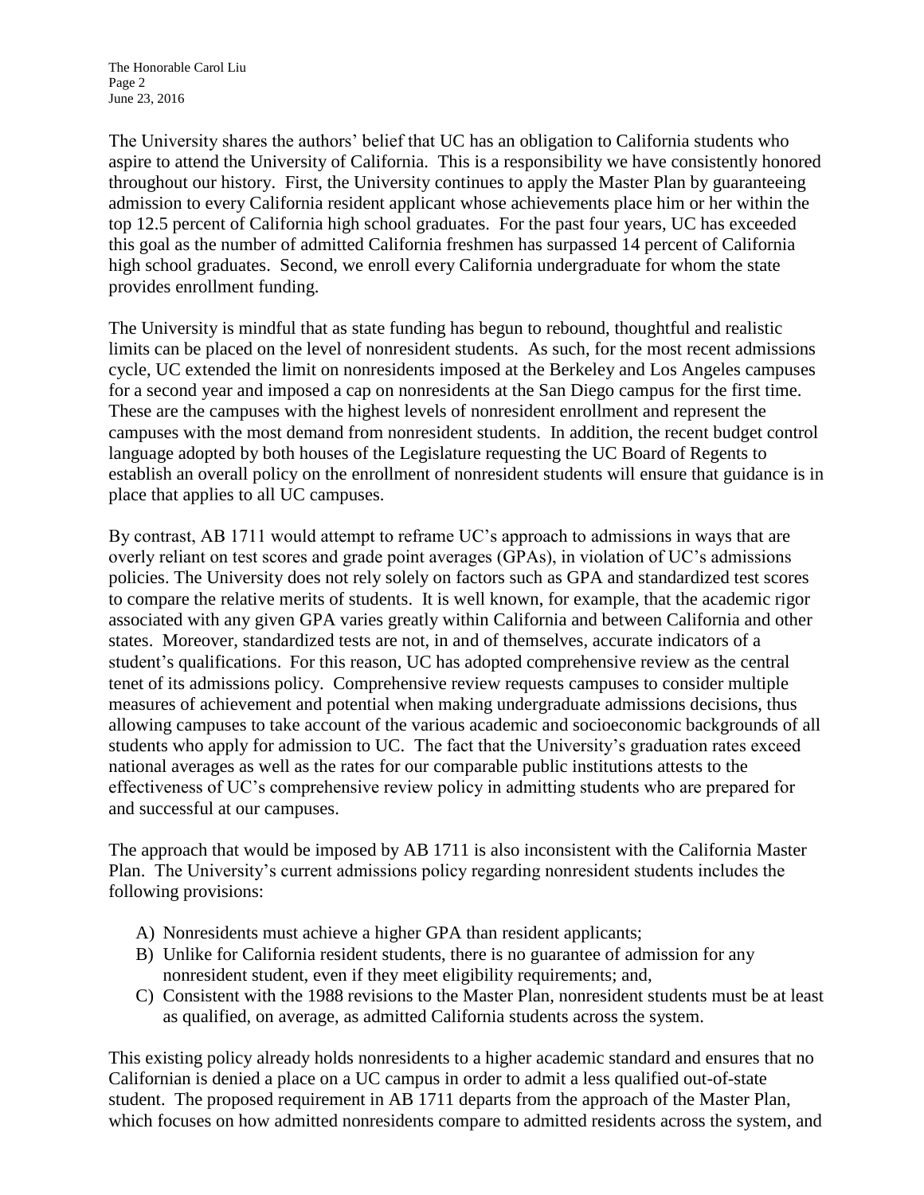The University shares the authors' belief that UC has an obligation to California students who aspire to attend the University of California. This is a responsibility we have consistently honored throughout our history. First, the University continues to apply the Master Plan by guaranteeing admission to every California resident applicant whose achievements place him or her within the top 12.5 percent of California high school graduates. For the past four years, UC has exceeded this goal as the number of admitted California freshmen has surpassed 14 percent of California high school graduates. Second, we enroll every California undergraduate for whom the state provides enrollment funding.

The University is mindful that as state funding has begun to rebound, thoughtful and realistic limits can be placed on the level of nonresident students. As such, for the most recent admissions cycle, UC extended the limit on nonresidents imposed at the Berkeley and Los Angeles campuses for a second year and imposed a cap on nonresidents at the San Diego campus for the first time. These are the campuses with the highest levels of nonresident enrollment and represent the campuses with the most demand from nonresident students. In addition, the recent budget control language adopted by both houses of the Legislature requesting the UC Board of Regents to establish an overall policy on the enrollment of nonresident students will ensure that guidance is in place that applies to all UC campuses.

By contrast, AB 1711 would attempt to reframe UC's approach to admissions in ways that are overly reliant on test scores and grade point averages (GPAs), in violation of UC's admissions policies. The University does not rely solely on factors such as GPA and standardized test scores to compare the relative merits of students. It is well known, for example, that the academic rigor associated with any given GPA varies greatly within California and between California and other states. Moreover, standardized tests are not, in and of themselves, accurate indicators of a student's qualifications. For this reason, UC has adopted comprehensive review as the central tenet of its admissions policy. Comprehensive review requests campuses to consider multiple measures of achievement and potential when making undergraduate admissions decisions, thus allowing campuses to take account of the various academic and socioeconomic backgrounds of all students who apply for admission to UC. The fact that the University's graduation rates exceed national averages as well as the rates for our comparable public institutions attests to the effectiveness of UC's comprehensive review policy in admitting students who are prepared for and successful at our campuses.

The approach that would be imposed by AB 1711 is also inconsistent with the California Master Plan. The University's current admissions policy regarding nonresident students includes the following provisions:

A) Nonresidents must achieve a higher GPA than resident applicants;
B) Unlike for California resident students, there is no guarantee of admission for any nonresident student, even if they meet eligibility requirements; and,
C) Consistent with the 1988 revisions to the Master Plan, nonresident students must be at least as qualified, on average, as admitted California students across the system.

This existing policy already holds nonresidents to a higher academic standard and ensures that no Californian is denied a place on a UC campus in order to admit a less qualified out-of-state student. The proposed requirement in AB 1711 departs from the approach of the Master Plan, which focuses on how admitted nonresidents compare to admitted residents across the system, and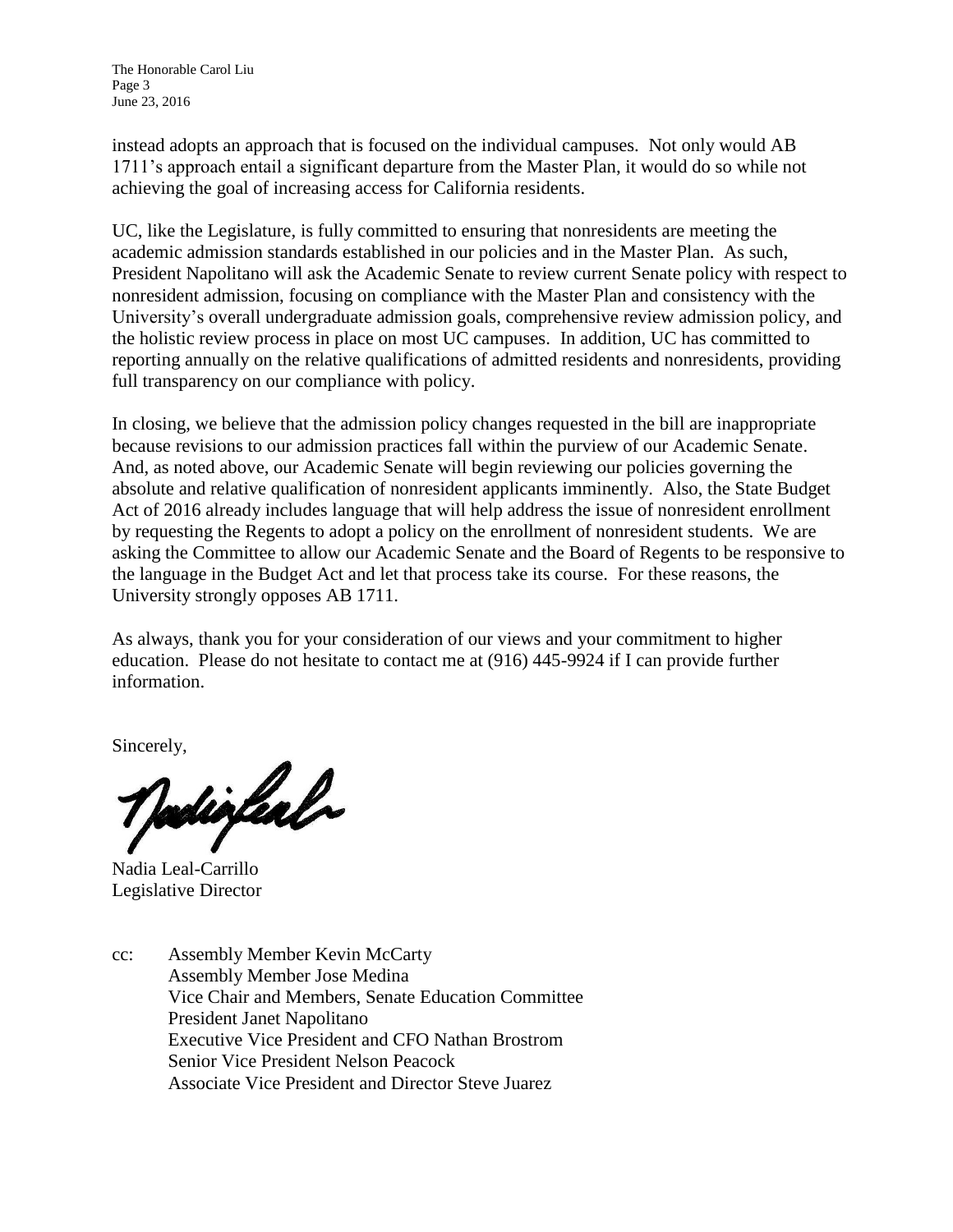instead adopts an approach that is focused on the individual campuses. Not only would AB 1711's approach entail a significant departure from the Master Plan, it would do so while not achieving the goal of increasing access for California residents.

UC, like the Legislature, is fully committed to ensuring that nonresidents are meeting the academic admission standards established in our policies and in the Master Plan. As such, President Napolitano will ask the Academic Senate to review current Senate policy with respect to nonresident admission, focusing on compliance with the Master Plan and consistency with the University's overall undergraduate admission goals, comprehensive review admission policy, and the holistic review process in place on most UC campuses. In addition, UC has committed to reporting annually on the relative qualifications of admitted residents and nonresidents, providing full transparency on our compliance with policy.

In closing, we believe that the admission policy changes requested in the bill are inappropriate because revisions to our admission practices fall within the purview of our Academic Senate. And, as noted above, our Academic Senate will begin reviewing our policies governing the absolute and relative qualification of nonresident applicants imminently. Also, the State Budget Act of 2016 already includes language that will help address the issue of nonresident enrollment by requesting the Regents to adopt a policy on the enrollment of nonresident students. We are asking the Committee to allow our Academic Senate and the Board of Regents to be responsive to the language in the Budget Act and let that process take its course. For these reasons, the University strongly opposes AB 1711.

As always, thank you for your consideration of our views and your commitment to higher education. Please do not hesitate to contact me at (916) 445-9924 if I can provide further information.

Sincerely,

Nadia Leal-Carrillo
Legislative Director

cc: Assembly Member Kevin McCarty
Assembly Member Jose Medina
Vice Chair and Members, Senate Education Committee
President Janet Napolitano
Executive Vice President and CFO Nathan Brostrom
Senior Vice President Nelson Peacock
Associate Vice President and Director Steve Juarez